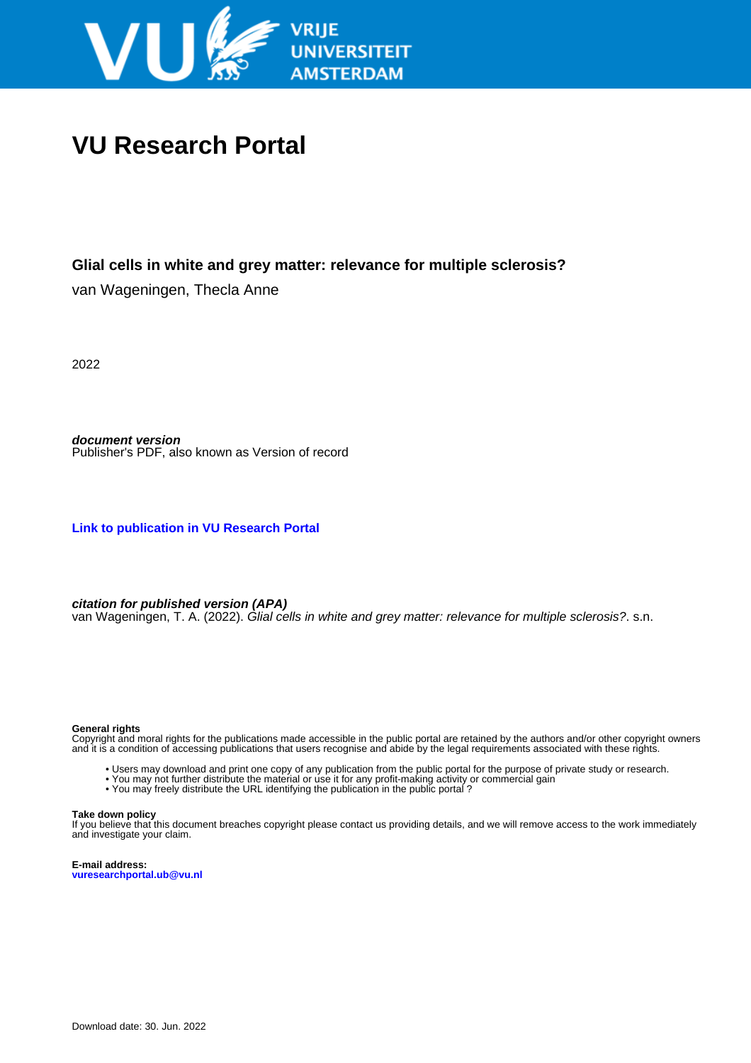# VU Research Portal

**Glial cells in white and grey matter: relevance for multiple sclerosis?**

van Wageningen, Thecla Anne

2022

***document version***
Publisher's PDF, also known as Version of record

**Link to publication in VU Research Portal**

***citation for published version (APA)***
van Wageningen, T. A. (2022). *Glial cells in white and grey matter: relevance for multiple sclerosis?*. s.n.

**General rights**
Copyright and moral rights for the publications made accessible in the public portal are retained by the authors and/or other copyright owners and it is a condition of accessing publications that users recognise and abide by the legal requirements associated with these rights.

- Users may download and print one copy of any publication from the public portal for the purpose of private study or research.
- You may not further distribute the material or use it for any profit-making activity or commercial gain
- You may freely distribute the URL identifying the publication in the public portal ?

**Take down policy**
If you believe that this document breaches copyright please contact us providing details, and we will remove access to the work immediately and investigate your claim.

**E-mail address:**
**vuresearchportal.ub@vu.nl**

Download date: 30. Jun. 2022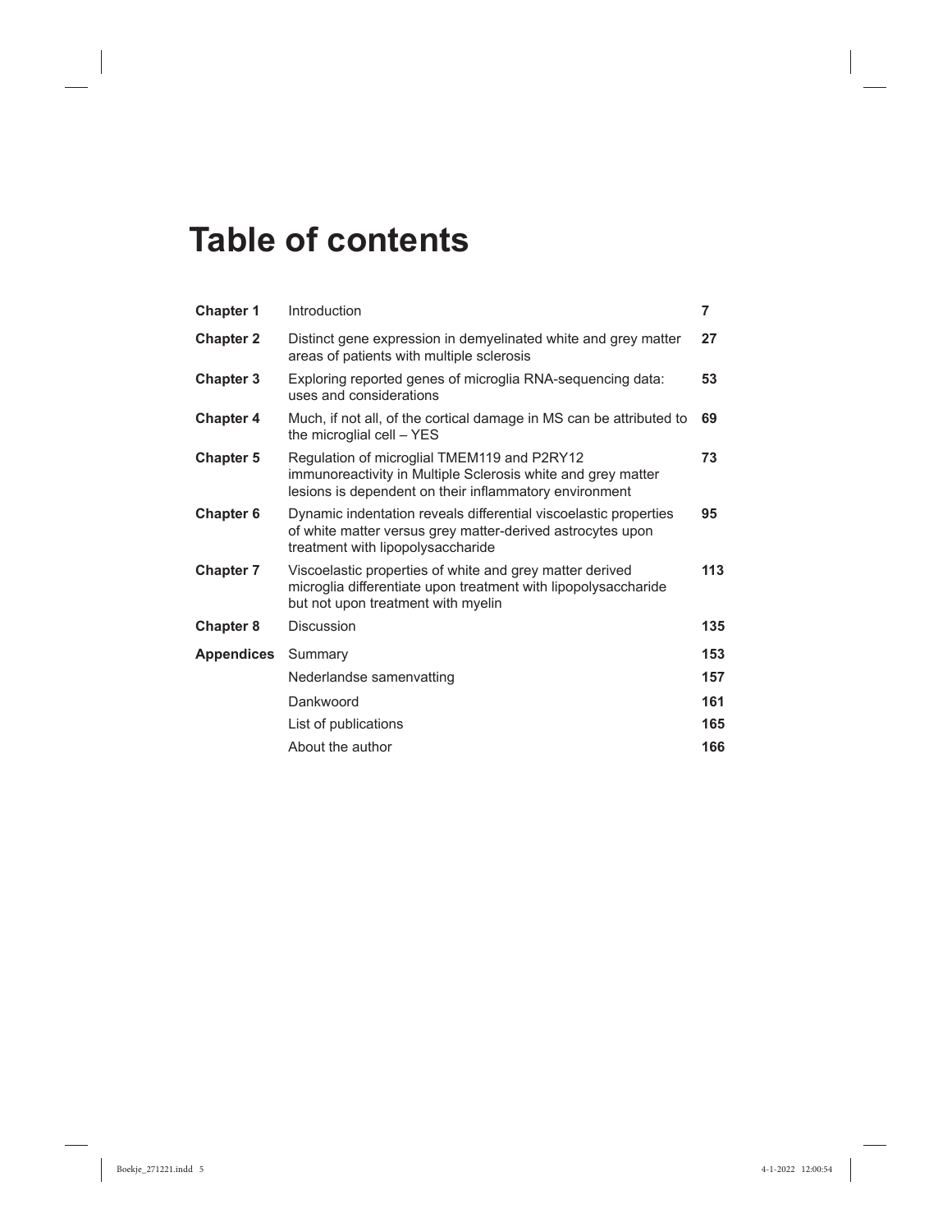# Table of contents

| | | |
|---|---|---|
| **Chapter 1** | Introduction | **7** |
| **Chapter 2** | Distinct gene expression in demyelinated white and grey matter areas of patients with multiple sclerosis | **27** |
| **Chapter 3** | Exploring reported genes of microglia RNA-sequencing data: uses and considerations | **53** |
| **Chapter 4** | Much, if not all, of the cortical damage in MS can be attributed to the microglial cell – YES | **69** |
| **Chapter 5** | Regulation of microglial TMEM119 and P2RY12 immunoreactivity in Multiple Sclerosis white and grey matter lesions is dependent on their inflammatory environment | **73** |
| **Chapter 6** | Dynamic indentation reveals differential viscoelastic properties of white matter versus grey matter-derived astrocytes upon treatment with lipopolysaccharide | **95** |
| **Chapter 7** | Viscoelastic properties of white and grey matter derived microglia differentiate upon treatment with lipopolysaccharide but not upon treatment with myelin | **113** |
| **Chapter 8** | Discussion | **135** |
| **Appendices** | Summary | **153** |
| | Nederlandse samenvatting | **157** |
| | Dankwoord | **161** |
| | List of publications | **165** |
| | About the author | **166** |